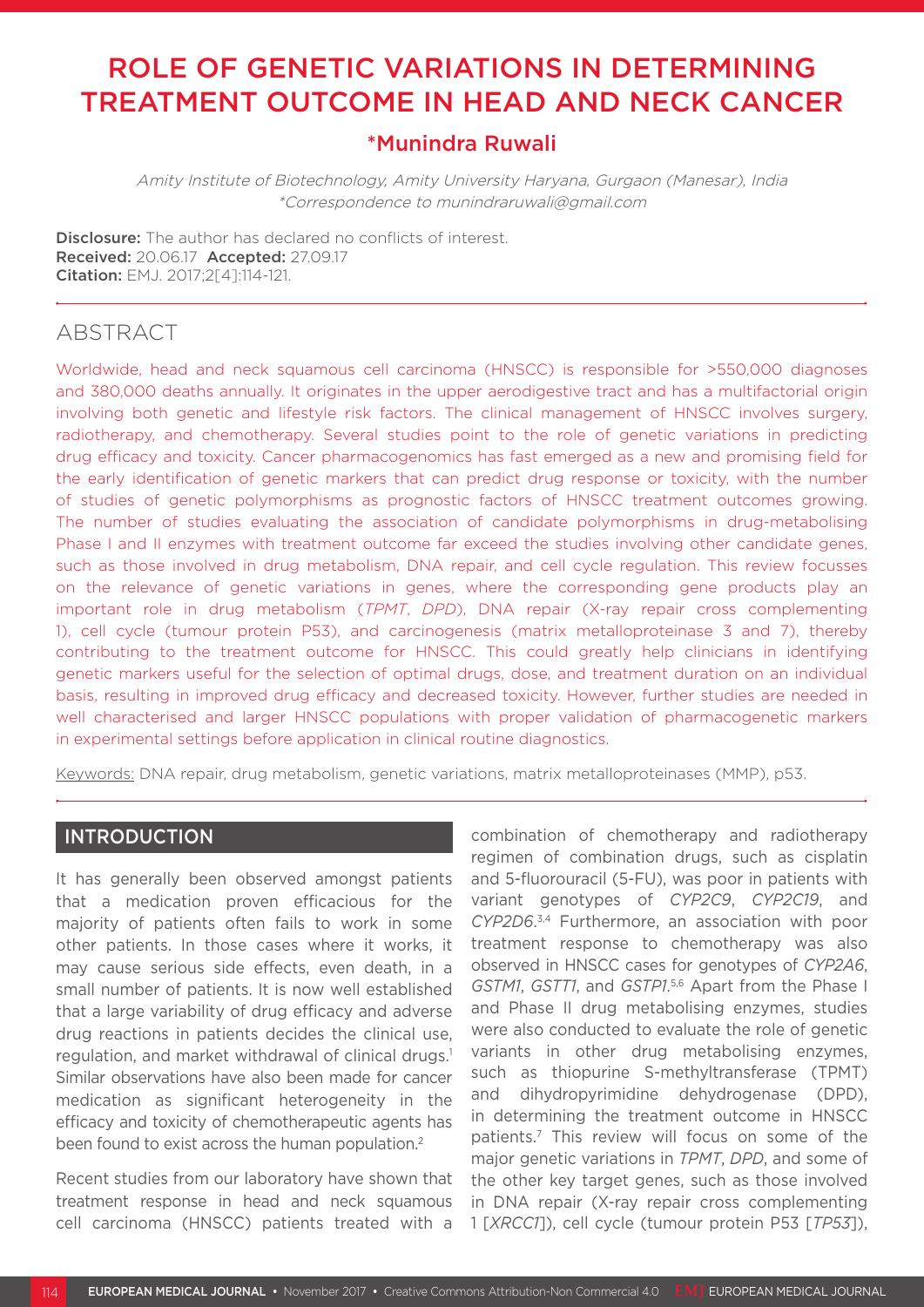# ROLE OF GENETIC VARIATIONS IN DETERMINING TREATMENT OUTCOME IN HEAD AND NECK CANCER

**\*Munindra Ruwali**

*Amity Institute of Biotechnology, Amity University Haryana, Gurgaon (Manesar), India*
*\*Correspondence to munindraruwali@gmail.com*

**Disclosure:** The author has declared no conflicts of interest.
**Received:** 20.06.17 **Accepted:** 27.09.17
**Citation:** EMJ. 2017;2[4]:114-121.

## ABSTRACT

Worldwide, head and neck squamous cell carcinoma (HNSCC) is responsible for >550,000 diagnoses and 380,000 deaths annually. It originates in the upper aerodigestive tract and has a multifactorial origin involving both genetic and lifestyle risk factors. The clinical management of HNSCC involves surgery, radiotherapy, and chemotherapy. Several studies point to the role of genetic variations in predicting drug efficacy and toxicity. Cancer pharmacogenomics has fast emerged as a new and promising field for the early identification of genetic markers that can predict drug response or toxicity, with the number of studies of genetic polymorphisms as prognostic factors of HNSCC treatment outcomes growing. The number of studies evaluating the association of candidate polymorphisms in drug-metabolising Phase I and II enzymes with treatment outcome far exceed the studies involving other candidate genes, such as those involved in drug metabolism, DNA repair, and cell cycle regulation. This review focusses on the relevance of genetic variations in genes, where the corresponding gene products play an important role in drug metabolism (*TPMT*, *DPD*), DNA repair (X-ray repair cross complementing 1), cell cycle (tumour protein P53), and carcinogenesis (matrix metalloproteinase 3 and 7), thereby contributing to the treatment outcome for HNSCC. This could greatly help clinicians in identifying genetic markers useful for the selection of optimal drugs, dose, and treatment duration on an individual basis, resulting in improved drug efficacy and decreased toxicity. However, further studies are needed in well characterised and larger HNSCC populations with proper validation of pharmacogenetic markers in experimental settings before application in clinical routine diagnostics.

Keywords: DNA repair, drug metabolism, genetic variations, matrix metalloproteinases (MMP), p53.

## INTRODUCTION

It has generally been observed amongst patients that a medication proven efficacious for the majority of patients often fails to work in some other patients. In those cases where it works, it may cause serious side effects, even death, in a small number of patients. It is now well established that a large variability of drug efficacy and adverse drug reactions in patients decides the clinical use, regulation, and market withdrawal of clinical drugs.[1] Similar observations have also been made for cancer medication as significant heterogeneity in the efficacy and toxicity of chemotherapeutic agents has been found to exist across the human population.[2]

Recent studies from our laboratory have shown that treatment response in head and neck squamous cell carcinoma (HNSCC) patients treated with a combination of chemotherapy and radiotherapy regimen of combination drugs, such as cisplatin and 5-fluorouracil (5-FU), was poor in patients with variant genotypes of *CYP2C9*, *CYP2C19*, and *CYP2D6*.[3,4] Furthermore, an association with poor treatment response to chemotherapy was also observed in HNSCC cases for genotypes of *CYP2A6*, *GSTM1*, *GSTT1*, and *GSTP1*.[5,6] Apart from the Phase I and Phase II drug metabolising enzymes, studies were also conducted to evaluate the role of genetic variants in other drug metabolising enzymes, such as thiopurine S-methyltransferase (TPMT) and dihydropyrimidine dehydrogenase (DPD), in determining the treatment outcome in HNSCC patients.[7] This review will focus on some of the major genetic variations in *TPMT*, *DPD*, and some of the other key target genes, such as those involved in DNA repair (X-ray repair cross complementing 1 [*XRCC1*]), cell cycle (tumour protein P53 [*TP53*]),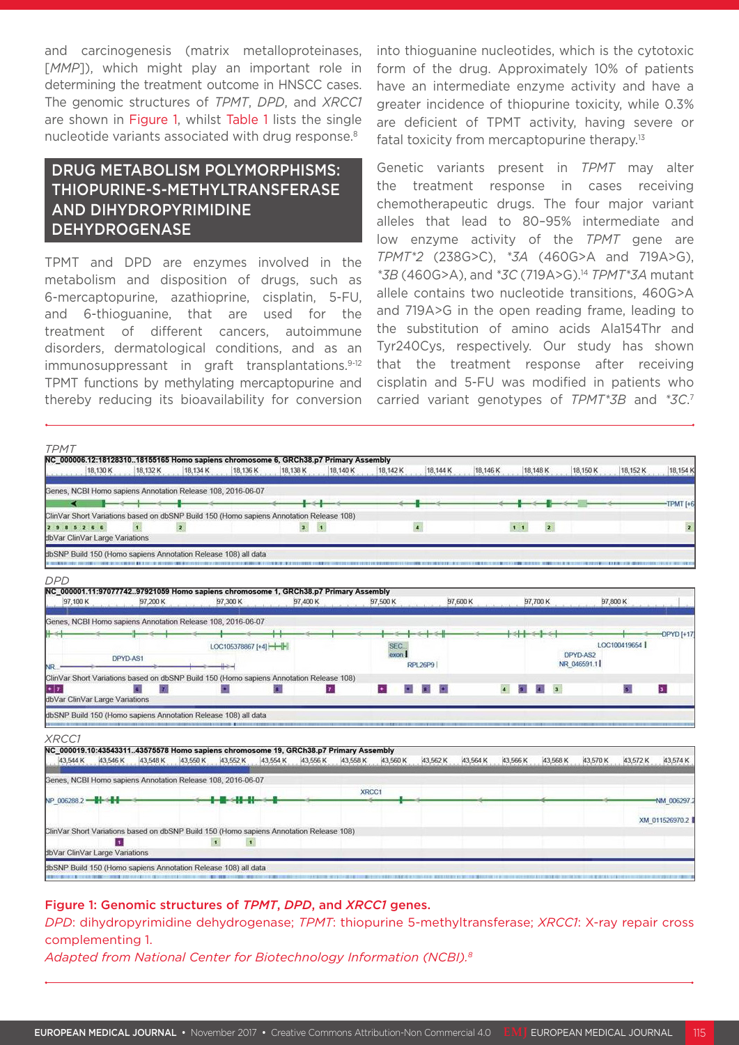and carcinogenesis (matrix metalloproteinases, [*MMP*]), which might play an important role in determining the treatment outcome in HNSCC cases. The genomic structures of *TPMT*, *DPD*, and *XRCC1* are shown in Figure 1, whilst Table 1 lists the single nucleotide variants associated with drug response.[8]

## DRUG METABOLISM POLYMORPHISMS: THIOPURINE-S-METHYLTRANSFERASE AND DIHYDROPYRIMIDINE DEHYDROGENASE

TPMT and DPD are enzymes involved in the metabolism and disposition of drugs, such as 6-mercaptopurine, azathioprine, cisplatin, 5-FU, and 6-thioguanine, that are used for the treatment of different cancers, autoimmune disorders, dermatological conditions, and as an immunosuppressant in graft transplantations.[9-12] TPMT functions by methylating mercaptopurine and thereby reducing its bioavailability for conversion into thioguanine nucleotides, which is the cytotoxic form of the drug. Approximately 10% of patients have an intermediate enzyme activity and have a greater incidence of thiopurine toxicity, while 0.3% are deficient of TPMT activity, having severe or fatal toxicity from mercaptopurine therapy.[13]

Genetic variants present in *TPMT* may alter the treatment response in cases receiving chemotherapeutic drugs. The four major variant alleles that lead to 80–95% intermediate and low enzyme activity of the *TPMT* gene are *TPMT*2* (238G>C), **3A* (460G>A and 719A>G), **3B* (460G>A), and **3C* (719A>G).[14] *TPMT*3A* mutant allele contains two nucleotide transitions, 460G>A and 719A>G in the open reading frame, leading to the substitution of amino acids Ala154Thr and Tyr240Cys, respectively. Our study has shown that the treatment response after receiving cisplatin and 5-FU was modified in patients who carried variant genotypes of *TPMT*3B* and **3C*.[7]

**Figure 1: Genomic structures of *TPMT*, *DPD*, and *XRCC1* genes.**

*DPD*: dihydropyrimidine dehydrogenase; *TPMT*: thiopurine 5-methyltransferase; *XRCC1*: X-ray repair cross complementing 1.

*Adapted from National Center for Biotechnology Information (NCBI).*[8]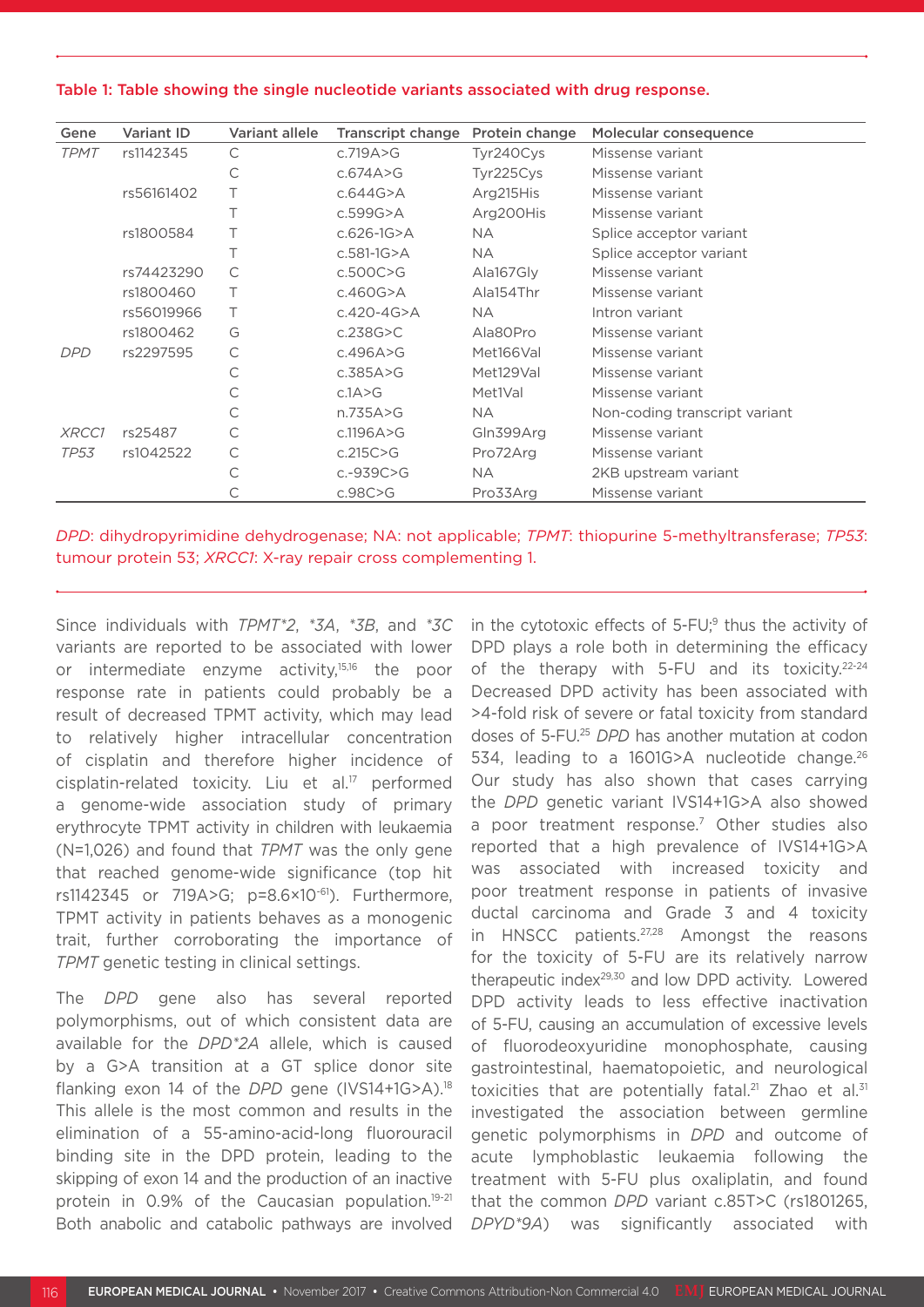Table 1: Table showing the single nucleotide variants associated with drug response.

| Gene | Variant ID | Variant allele | Transcript change | Protein change | Molecular consequence |
|---|---|---|---|---|---|
| *TPMT* | rs1142345 | C | c.719A>G | Tyr240Cys | Missense variant |
| | | C | c.674A>G | Tyr225Cys | Missense variant |
| | rs56161402 | T | c.644G>A | Arg215His | Missense variant |
| | | T | c.599G>A | Arg200His | Missense variant |
| | rs1800584 | T | c.626-1G>A | NA | Splice acceptor variant |
| | | T | c.581-1G>A | NA | Splice acceptor variant |
| | rs74423290 | C | c.500C>G | Ala167Gly | Missense variant |
| | rs1800460 | T | c.460G>A | Ala154Thr | Missense variant |
| | rs56019966 | T | c.420-4G>A | NA | Intron variant |
| | rs1800462 | G | c.238G>C | Ala80Pro | Missense variant |
| *DPD* | rs2297595 | C | c.496A>G | Met166Val | Missense variant |
| | | C | c.385A>G | Met129Val | Missense variant |
| | | C | c.1A>G | Met1Val | Missense variant |
| | | C | n.735A>G | NA | Non-coding transcript variant |
| *XRCC1* | rs25487 | C | c.1196A>G | Gln399Arg | Missense variant |
| *TP53* | rs1042522 | C | c.215C>G | Pro72Arg | Missense variant |
| | | C | c.-939C>G | NA | 2KB upstream variant |
| | | C | c.98C>G | Pro33Arg | Missense variant |

*DPD*: dihydropyrimidine dehydrogenase; NA: not applicable; *TPMT*: thiopurine 5-methyltransferase; *TP53*: tumour protein 53; *XRCC1*: X-ray repair cross complementing 1.

Since individuals with *TPMT*2*, *\*3A*, *\*3B*, and *\*3C* variants are reported to be associated with lower or intermediate enzyme activity,[15,16] the poor response rate in patients could probably be a result of decreased TPMT activity, which may lead to relatively higher intracellular concentration of cisplatin and therefore higher incidence of cisplatin-related toxicity. Liu et al.[17] performed a genome-wide association study of primary erythrocyte TPMT activity in children with leukaemia (N=1,026) and found that *TPMT* was the only gene that reached genome-wide significance (top hit rs1142345 or 719A>G; $p=8.6\times10^{-61}$). Furthermore, TPMT activity in patients behaves as a monogenic trait, further corroborating the importance of *TPMT* genetic testing in clinical settings.

The *DPD* gene also has several reported polymorphisms, out of which consistent data are available for the *DPD*2A* allele, which is caused by a G>A transition at a GT splice donor site flanking exon 14 of the *DPD* gene (IVS14+1G>A).[18] This allele is the most common and results in the elimination of a 55-amino-acid-long fluorouracil binding site in the DPD protein, leading to the skipping of exon 14 and the production of an inactive protein in 0.9% of the Caucasian population.[19-21] Both anabolic and catabolic pathways are involved in the cytotoxic effects of 5-FU;[9] thus the activity of DPD plays a role both in determining the efficacy of the therapy with 5-FU and its toxicity.[22-24] Decreased DPD activity has been associated with >4-fold risk of severe or fatal toxicity from standard doses of 5-FU.[25] *DPD* has another mutation at codon 534, leading to a 1601G>A nucleotide change.[26] Our study has also shown that cases carrying the *DPD* genetic variant IVS14+1G>A also showed a poor treatment response.[7] Other studies also reported that a high prevalence of IVS14+1G>A was associated with increased toxicity and poor treatment response in patients of invasive ductal carcinoma and Grade 3 and 4 toxicity in HNSCC patients.[27,28] Amongst the reasons for the toxicity of 5-FU are its relatively narrow therapeutic index[29,30] and low DPD activity. Lowered DPD activity leads to less effective inactivation of 5-FU, causing an accumulation of excessive levels of fluorodeoxyuridine monophosphate, causing gastrointestinal, haematopoietic, and neurological toxicities that are potentially fatal.[21] Zhao et al.[31] investigated the association between germline genetic polymorphisms in *DPD* and outcome of acute lymphoblastic leukaemia following the treatment with 5-FU plus oxaliplatin, and found that the common *DPD* variant c.85T>C (rs1801265, *DPYD*9A*) was significantly associated with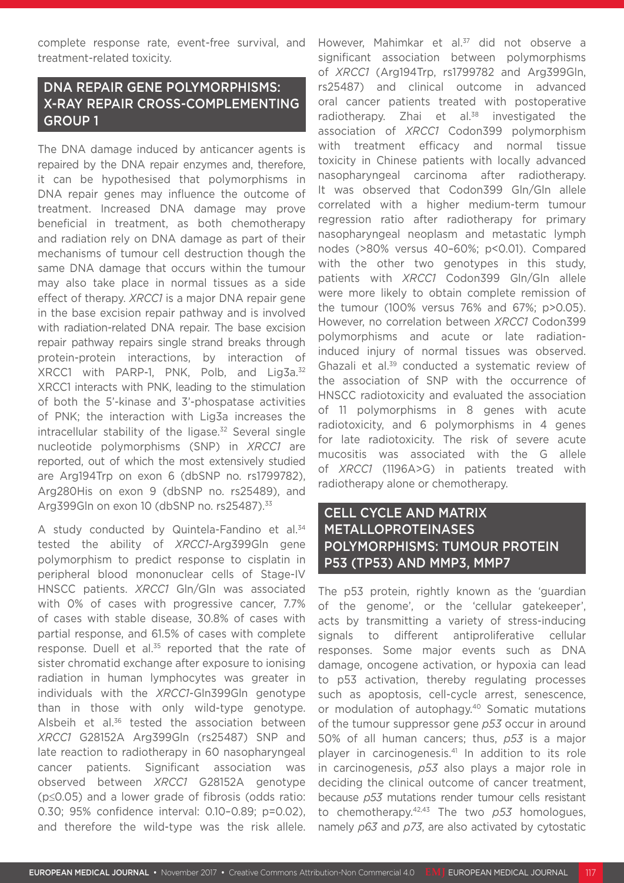complete response rate, event-free survival, and treatment-related toxicity.

## DNA REPAIR GENE POLYMORPHISMS: X-RAY REPAIR CROSS-COMPLEMENTING GROUP 1

The DNA damage induced by anticancer agents is repaired by the DNA repair enzymes and, therefore, it can be hypothesised that polymorphisms in DNA repair genes may influence the outcome of treatment. Increased DNA damage may prove beneficial in treatment, as both chemotherapy and radiation rely on DNA damage as part of their mechanisms of tumour cell destruction though the same DNA damage that occurs within the tumour may also take place in normal tissues as a side effect of therapy. *XRCC1* is a major DNA repair gene in the base excision repair pathway and is involved with radiation-related DNA repair. The base excision repair pathway repairs single strand breaks through protein-protein interactions, by interaction of XRCC1 with PARP-1, PNK, Polb, and Lig3a.[32] XRCC1 interacts with PNK, leading to the stimulation of both the 5'-kinase and 3'-phospatase activities of PNK; the interaction with Lig3a increases the intracellular stability of the ligase.[32] Several single nucleotide polymorphisms (SNP) in *XRCC1* are reported, out of which the most extensively studied are Arg194Trp on exon 6 (dbSNP no. rs1799782), Arg280His on exon 9 (dbSNP no. rs25489), and Arg399Gln on exon 10 (dbSNP no. rs25487).[33]

A study conducted by Quintela-Fandino et al.[34] tested the ability of *XRCC1*-Arg399Gln gene polymorphism to predict response to cisplatin in peripheral blood mononuclear cells of Stage-IV HNSCC patients. *XRCC1* Gln/Gln was associated with 0% of cases with progressive cancer, 7.7% of cases with stable disease, 30.8% of cases with partial response, and 61.5% of cases with complete response. Duell et al.[35] reported that the rate of sister chromatid exchange after exposure to ionising radiation in human lymphocytes was greater in individuals with the *XRCC1*-Gln399Gln genotype than in those with only wild-type genotype. Alsbeih et al.[36] tested the association between *XRCC1* G28152A Arg399Gln (rs25487) SNP and late reaction to radiotherapy in 60 nasopharyngeal cancer patients. Significant association was observed between *XRCC1* G28152A genotype ($p \leq 0.05$) and a lower grade of fibrosis (odds ratio: 0.30; 95% confidence interval: 0.10–0.89; p=0.02), and therefore the wild-type was the risk allele. However, Mahimkar et al.[37] did not observe a significant association between polymorphisms of *XRCC1* (Arg194Trp, rs1799782 and Arg399Gln, rs25487) and clinical outcome in advanced oral cancer patients treated with postoperative radiotherapy. Zhai et al.[38] investigated the association of *XRCC1* Codon399 polymorphism with treatment efficacy and normal tissue toxicity in Chinese patients with locally advanced nasopharyngeal carcinoma after radiotherapy. It was observed that Codon399 Gln/Gln allele correlated with a higher medium-term tumour regression ratio after radiotherapy for primary nasopharyngeal neoplasm and metastatic lymph nodes (>80% versus 40–60%; p<0.01). Compared with the other two genotypes in this study, patients with *XRCC1* Codon399 Gln/Gln allele were more likely to obtain complete remission of the tumour (100% versus 76% and 67%; p>0.05). However, no correlation between *XRCC1* Codon399 polymorphisms and acute or late radiation-induced injury of normal tissues was observed. Ghazali et al.[39] conducted a systematic review of the association of SNP with the occurrence of HNSCC radiotoxicity and evaluated the association of 11 polymorphisms in 8 genes with acute radiotoxicity, and 6 polymorphisms in 4 genes for late radiotoxicity. The risk of severe acute mucositis was associated with the G allele of *XRCC1* (1196A>G) in patients treated with radiotherapy alone or chemotherapy.

## CELL CYCLE AND MATRIX METALLOPROTEINASES POLYMORPHISMS: TUMOUR PROTEIN P53 (TP53) AND MMP3, MMP7

The p53 protein, rightly known as the 'guardian of the genome', or the 'cellular gatekeeper', acts by transmitting a variety of stress-inducing signals to different antiproliferative cellular responses. Some major events such as DNA damage, oncogene activation, or hypoxia can lead to p53 activation, thereby regulating processes such as apoptosis, cell-cycle arrest, senescence, or modulation of autophagy.[40] Somatic mutations of the tumour suppressor gene *p53* occur in around 50% of all human cancers; thus, *p53* is a major player in carcinogenesis.[41] In addition to its role in carcinogenesis, *p53* also plays a major role in deciding the clinical outcome of cancer treatment, because *p53* mutations render tumour cells resistant to chemotherapy.[42,43] The two *p53* homologues, namely *p63* and *p73*, are also activated by cytostatic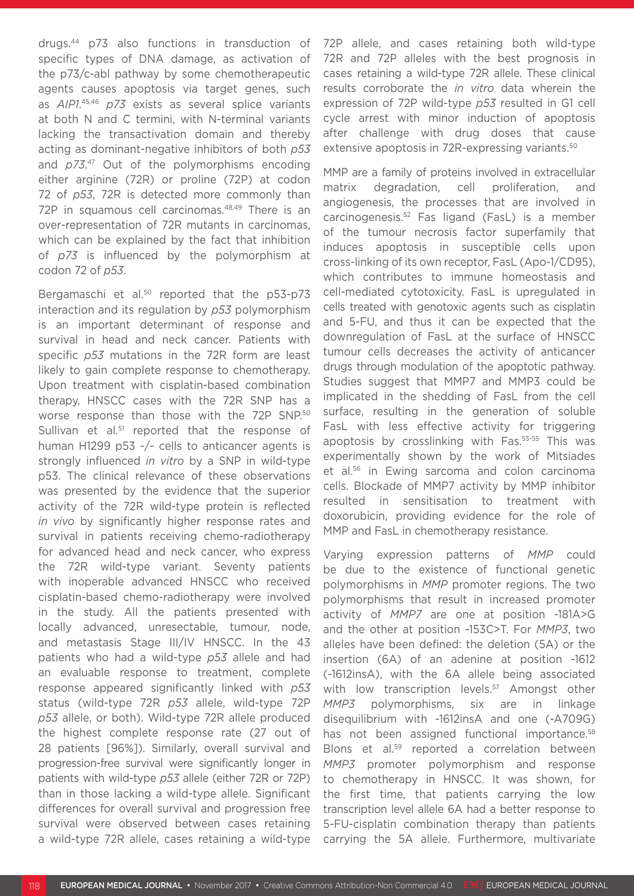drugs.[44] p73 also functions in transduction of specific types of DNA damage, as activation of the p73/c-abl pathway by some chemotherapeutic agents causes apoptosis via target genes, such as *AIP1*.[45,46] *p73* exists as several splice variants at both N and C termini, with N-terminal variants lacking the transactivation domain and thereby acting as dominant-negative inhibitors of both *p53* and *p73*.[47] Out of the polymorphisms encoding either arginine (72R) or proline (72P) at codon 72 of *p53*, 72R is detected more commonly than 72P in squamous cell carcinomas.[48,49] There is an over-representation of 72R mutants in carcinomas, which can be explained by the fact that inhibition of *p73* is influenced by the polymorphism at codon 72 of *p53*.

Bergamaschi et al.[50] reported that the p53-p73 interaction and its regulation by *p53* polymorphism is an important determinant of response and survival in head and neck cancer. Patients with specific *p53* mutations in the 72R form are least likely to gain complete response to chemotherapy. Upon treatment with cisplatin-based combination therapy, HNSCC cases with the 72R SNP has a worse response than those with the 72P SNP.[50] Sullivan et al.[51] reported that the response of human H1299 p53 -/- cells to anticancer agents is strongly influenced *in vitro* by a SNP in wild-type p53. The clinical relevance of these observations was presented by the evidence that the superior activity of the 72R wild-type protein is reflected *in vivo* by significantly higher response rates and survival in patients receiving chemo-radiotherapy for advanced head and neck cancer, who express the 72R wild-type variant. Seventy patients with inoperable advanced HNSCC who received cisplatin-based chemo-radiotherapy were involved in the study. All the patients presented with locally advanced, unresectable, tumour, node, and metastasis Stage III/IV HNSCC. In the 43 patients who had a wild-type *p53* allele and had an evaluable response to treatment, complete response appeared significantly linked with *p53* status (wild-type 72R *p53* allele, wild-type 72P *p53* allele, or both). Wild-type 72R allele produced the highest complete response rate (27 out of 28 patients [96%]). Similarly, overall survival and progression-free survival were significantly longer in patients with wild-type *p53* allele (either 72R or 72P) than in those lacking a wild-type allele. Significant differences for overall survival and progression free survival were observed between cases retaining a wild-type 72R allele, cases retaining a wild-type 72P allele, and cases retaining both wild-type 72R and 72P alleles with the best prognosis in cases retaining a wild-type 72R allele. These clinical results corroborate the *in vitro* data wherein the expression of 72P wild-type *p53* resulted in G1 cell cycle arrest with minor induction of apoptosis after challenge with drug doses that cause extensive apoptosis in 72R-expressing variants.[50]

MMP are a family of proteins involved in extracellular matrix degradation, cell proliferation, and angiogenesis, the processes that are involved in carcinogenesis.[52] Fas ligand (FasL) is a member of the tumour necrosis factor superfamily that induces apoptosis in susceptible cells upon cross-linking of its own receptor, FasL (Apo-1/CD95), which contributes to immune homeostasis and cell-mediated cytotoxicity. FasL is upregulated in cells treated with genotoxic agents such as cisplatin and 5-FU, and thus it can be expected that the downregulation of FasL at the surface of HNSCC tumour cells decreases the activity of anticancer drugs through modulation of the apoptotic pathway. Studies suggest that MMP7 and MMP3 could be implicated in the shedding of FasL from the cell surface, resulting in the generation of soluble FasL with less effective activity for triggering apoptosis by crosslinking with Fas.[53-55] This was experimentally shown by the work of Mitsiades et al.[56] in Ewing sarcoma and colon carcinoma cells. Blockade of MMP7 activity by MMP inhibitor resulted in sensitisation to treatment with doxorubicin, providing evidence for the role of MMP and FasL in chemotherapy resistance.

Varying expression patterns of *MMP* could be due to the existence of functional genetic polymorphisms in *MMP* promoter regions. The two polymorphisms that result in increased promoter activity of *MMP7* are one at position -181A>G and the other at position -153C>T. For *MMP3*, two alleles have been defined: the deletion (5A) or the insertion (6A) of an adenine at position -1612 (-1612insA), with the 6A allele being associated with low transcription levels.[57] Amongst other *MMP3* polymorphisms, six are in linkage disequilibrium with -1612insA and one (-A709G) has not been assigned functional importance.[58] Blons et al.[59] reported a correlation between *MMP3* promoter polymorphism and response to chemotherapy in HNSCC. It was shown, for the first time, that patients carrying the low transcription level allele 6A had a better response to 5-FU-cisplatin combination therapy than patients carrying the 5A allele. Furthermore, multivariate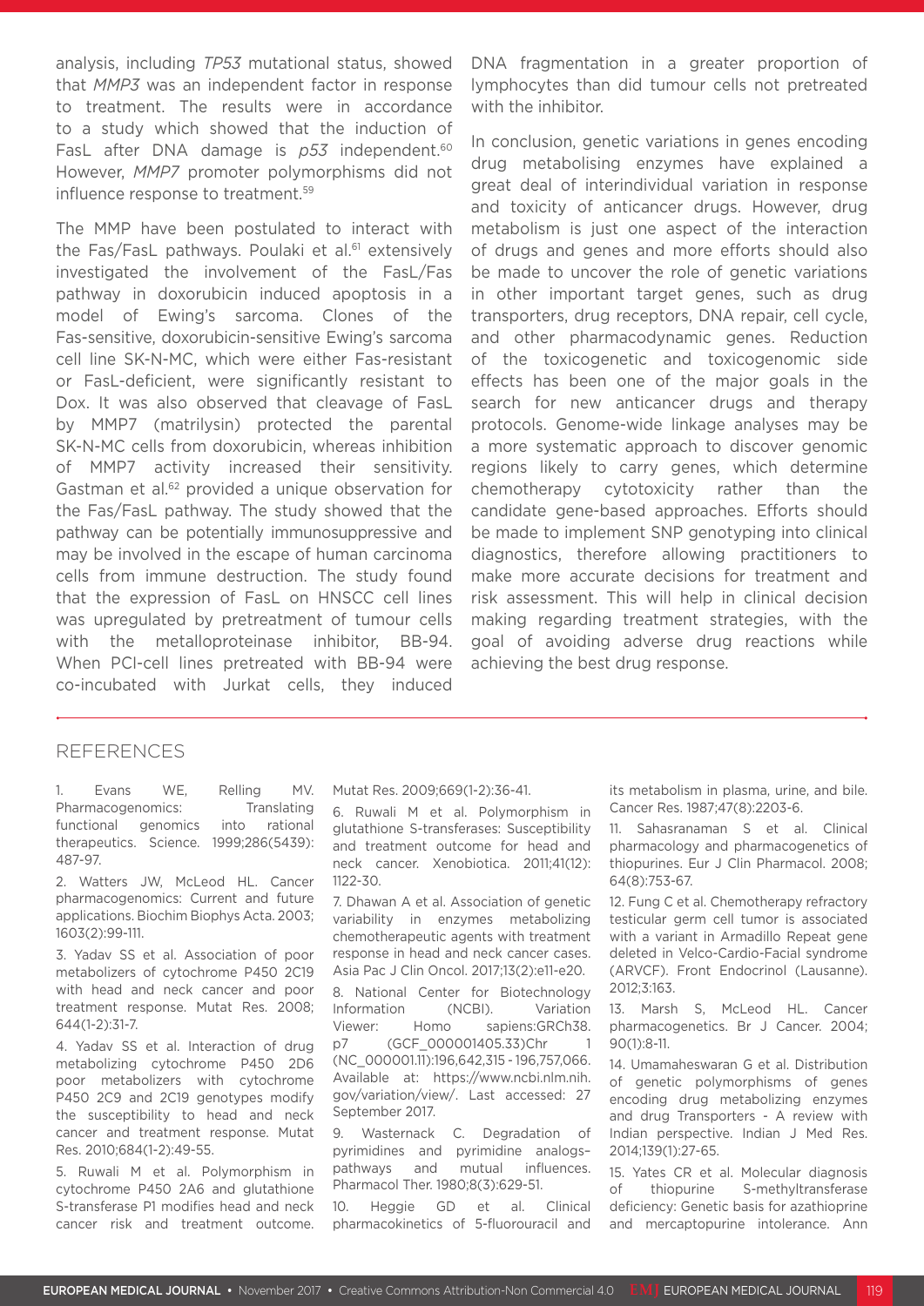analysis, including *TP53* mutational status, showed that *MMP3* was an independent factor in response to treatment. The results were in accordance to a study which showed that the induction of FasL after DNA damage is *p53* independent.[60] However, *MMP7* promoter polymorphisms did not influence response to treatment.[59]

The MMP have been postulated to interact with the Fas/FasL pathways. Poulaki et al.[61] extensively investigated the involvement of the FasL/Fas pathway in doxorubicin induced apoptosis in a model of Ewing's sarcoma. Clones of the Fas-sensitive, doxorubicin-sensitive Ewing's sarcoma cell line SK-N-MC, which were either Fas-resistant or FasL-deficient, were significantly resistant to Dox. It was also observed that cleavage of FasL by MMP7 (matrilysin) protected the parental SK-N-MC cells from doxorubicin, whereas inhibition of MMP7 activity increased their sensitivity. Gastman et al.[62] provided a unique observation for the Fas/FasL pathway. The study showed that the pathway can be potentially immunosuppressive and may be involved in the escape of human carcinoma cells from immune destruction. The study found that the expression of FasL on HNSCC cell lines was upregulated by pretreatment of tumour cells with the metalloproteinase inhibitor, BB-94. When PCI-cell lines pretreated with BB-94 were co-incubated with Jurkat cells, they induced DNA fragmentation in a greater proportion of lymphocytes than did tumour cells not pretreated with the inhibitor.

In conclusion, genetic variations in genes encoding drug metabolising enzymes have explained a great deal of interindividual variation in response and toxicity of anticancer drugs. However, drug metabolism is just one aspect of the interaction of drugs and genes and more efforts should also be made to uncover the role of genetic variations in other important target genes, such as drug transporters, drug receptors, DNA repair, cell cycle, and other pharmacodynamic genes. Reduction of the toxicogenetic and toxicogenomic side effects has been one of the major goals in the search for new anticancer drugs and therapy protocols. Genome-wide linkage analyses may be a more systematic approach to discover genomic regions likely to carry genes, which determine chemotherapy cytotoxicity rather than the candidate gene-based approaches. Efforts should be made to implement SNP genotyping into clinical diagnostics, therefore allowing practitioners to make more accurate decisions for treatment and risk assessment. This will help in clinical decision making regarding treatment strategies, with the goal of avoiding adverse drug reactions while achieving the best drug response.

## REFERENCES

1. Evans WE, Relling MV. Pharmacogenomics: Translating functional genomics into rational therapeutics. Science. 1999;286(5439): 487-97.

2. Watters JW, McLeod HL. Cancer pharmacogenomics: Current and future applications. Biochim Biophys Acta. 2003; 1603(2):99-111.

3. Yadav SS et al. Association of poor metabolizers of cytochrome P450 2C19 with head and neck cancer and poor treatment response. Mutat Res. 2008; 644(1-2):31-7.

4. Yadav SS et al. Interaction of drug metabolizing cytochrome P450 2D6 poor metabolizers with cytochrome P450 2C9 and 2C19 genotypes modify the susceptibility to head and neck cancer and treatment response. Mutat Res. 2010;684(1-2):49-55.

5. Ruwali M et al. Polymorphism in cytochrome P450 2A6 and glutathione S-transferase P1 modifies head and neck cancer risk and treatment outcome. Mutat Res. 2009;669(1-2):36-41.

6. Ruwali M et al. Polymorphism in glutathione S-transferases: Susceptibility and treatment outcome for head and neck cancer. Xenobiotica. 2011;41(12): 1122-30.

7. Dhawan A et al. Association of genetic variability in enzymes metabolizing chemotherapeutic agents with treatment response in head and neck cancer cases. Asia Pac J Clin Oncol. 2017;13(2):e11-e20.

8. National Center for Biotechnology Information (NCBI). Variation Viewer: Homo sapiens:GRCh38. p7 (GCF_000001405.33)Chr 1 (NC_000001.11):196,642,315 - 196,757,066. Available at: https://www.ncbi.nlm.nih.gov/variation/view/. Last accessed: 27 September 2017.

9. Wasternack C. Degradation of pyrimidines and pyrimidine analogs–pathways and mutual influences. Pharmacol Ther. 1980;8(3):629-51.

10. Heggie GD et al. Clinical pharmacokinetics of 5-fluorouracil and its metabolism in plasma, urine, and bile. Cancer Res. 1987;47(8):2203-6.

11. Sahasranaman S et al. Clinical pharmacology and pharmacogenetics of thiopurines. Eur J Clin Pharmacol. 2008; 64(8):753-67.

12. Fung C et al. Chemotherapy refractory testicular germ cell tumor is associated with a variant in Armadillo Repeat gene deleted in Velco-Cardio-Facial syndrome (ARVCF). Front Endocrinol (Lausanne). 2012;3:163.

13. Marsh S, McLeod HL. Cancer pharmacogenetics. Br J Cancer. 2004; 90(1):8-11.

14. Umamaheswaran G et al. Distribution of genetic polymorphisms of genes encoding drug metabolizing enzymes and drug Transporters - A review with Indian perspective. Indian J Med Res. 2014;139(1):27-65.

15. Yates CR et al. Molecular diagnosis of thiopurine S-methyltransferase deficiency: Genetic basis for azathioprine and mercaptopurine intolerance. Ann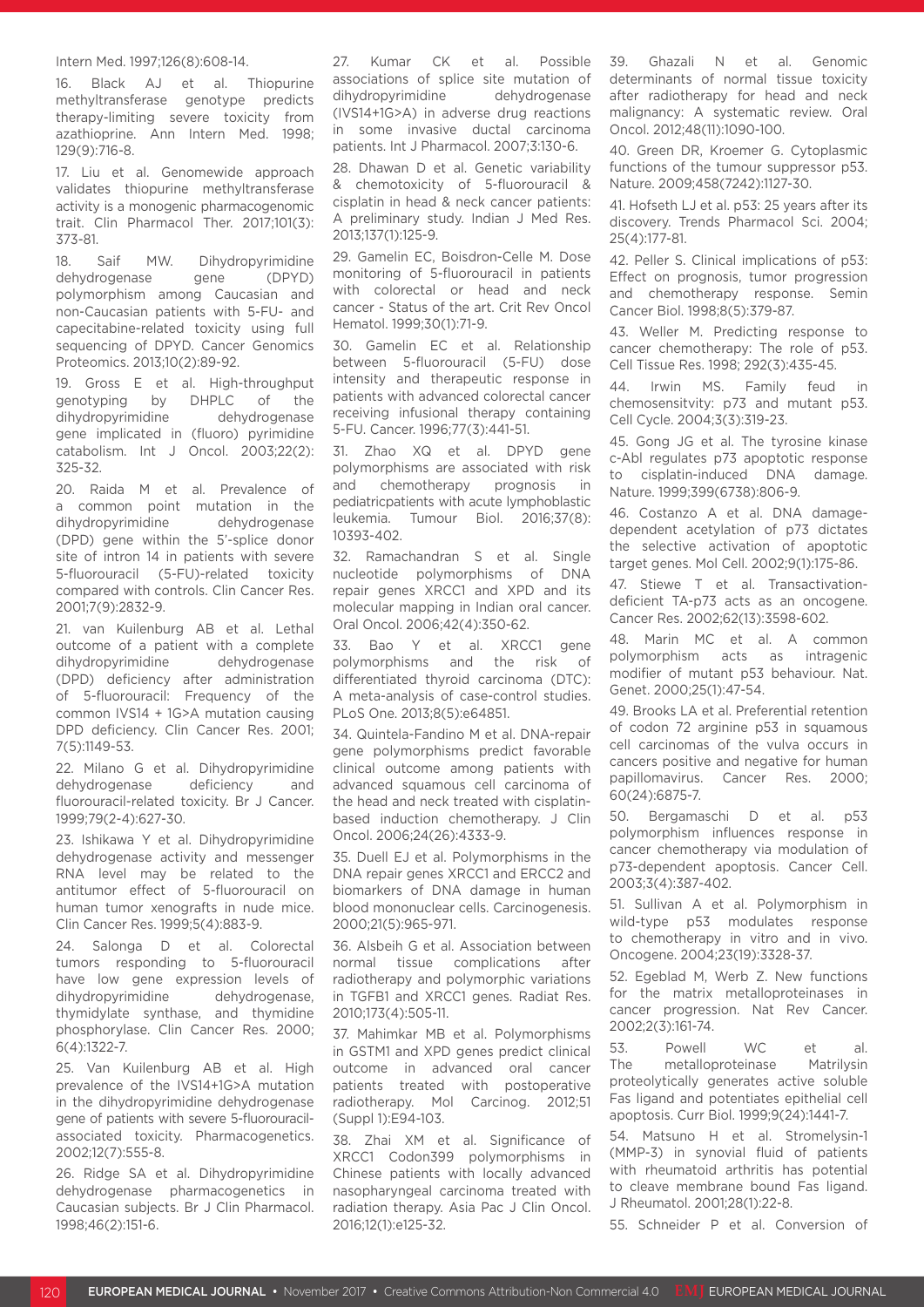Intern Med. 1997;126(8):608-14.

16. Black AJ et al. Thiopurine methyltransferase genotype predicts therapy-limiting severe toxicity from azathioprine. Ann Intern Med. 1998; 129(9):716-8.

17. Liu et al. Genomewide approach validates thiopurine methyltransferase activity is a monogenic pharmacogenomic trait. Clin Pharmacol Ther. 2017;101(3): 373-81.

18. Saif MW. Dihydropyrimidine dehydrogenase gene (DPYD) polymorphism among Caucasian and non-Caucasian patients with 5-FU- and capecitabine-related toxicity using full sequencing of DPYD. Cancer Genomics Proteomics. 2013;10(2):89-92.

19. Gross E et al. High-throughput genotyping by DHPLC of the dihydropyrimidine dehydrogenase gene implicated in (fluoro) pyrimidine catabolism. Int J Oncol. 2003;22(2): 325-32.

20. Raida M et al. Prevalence of a common point mutation in the dihydropyrimidine dehydrogenase (DPD) gene within the 5'-splice donor site of intron 14 in patients with severe 5-fluorouracil (5-FU)-related toxicity compared with controls. Clin Cancer Res. 2001;7(9):2832-9.

21. van Kuilenburg AB et al. Lethal outcome of a patient with a complete dihydropyrimidine dehydrogenase (DPD) deficiency after administration of 5-fluorouracil: Frequency of the common IVS14 + 1G>A mutation causing DPD deficiency. Clin Cancer Res. 2001; 7(5):1149-53.

22. Milano G et al. Dihydropyrimidine dehydrogenase deficiency and fluorouracil-related toxicity. Br J Cancer. 1999;79(2-4):627-30.

23. Ishikawa Y et al. Dihydropyrimidine dehydrogenase activity and messenger RNA level may be related to the antitumor effect of 5-fluorouracil on human tumor xenografts in nude mice. Clin Cancer Res. 1999;5(4):883-9.

24. Salonga D et al. Colorectal tumors responding to 5-fluorouracil have low gene expression levels of dihydropyrimidine dehydrogenase, thymidylate synthase, and thymidine phosphorylase. Clin Cancer Res. 2000; 6(4):1322-7.

25. Van Kuilenburg AB et al. High prevalence of the IVS14+1G>A mutation in the dihydropyrimidine dehydrogenase gene of patients with severe 5-fluorouracil-associated toxicity. Pharmacogenetics. 2002;12(7):555-8.

26. Ridge SA et al. Dihydropyrimidine dehydrogenase pharmacogenetics in Caucasian subjects. Br J Clin Pharmacol. 1998;46(2):151-6.

27. Kumar CK et al. Possible associations of splice site mutation of dihydropyrimidine dehydrogenase (IVS14+1G>A) in adverse drug reactions in some invasive ductal carcinoma patients. Int J Pharmacol. 2007;3:130-6.

28. Dhawan D et al. Genetic variability & chemotoxicity of 5-fluorouracil & cisplatin in head & neck cancer patients: A preliminary study. Indian J Med Res. 2013;137(1):125-9.

29. Gamelin EC, Boisdron-Celle M. Dose monitoring of 5-fluorouracil in patients with colorectal or head and neck cancer - Status of the art. Crit Rev Oncol Hematol. 1999;30(1):71-9.

30. Gamelin EC et al. Relationship between 5-fluorouracil (5-FU) dose intensity and therapeutic response in patients with advanced colorectal cancer receiving infusional therapy containing 5-FU. Cancer. 1996;77(3):441-51.

31. Zhao XQ et al. DPYD gene polymorphisms are associated with risk and chemotherapy prognosis in pediatricpatients with acute lymphoblastic leukemia. Tumour Biol. 2016;37(8): 10393-402.

32. Ramachandran S et al. Single nucleotide polymorphisms of DNA repair genes XRCC1 and XPD and its molecular mapping in Indian oral cancer. Oral Oncol. 2006;42(4):350-62.

33. Bao Y et al. XRCC1 gene polymorphisms and the risk of differentiated thyroid carcinoma (DTC): A meta-analysis of case-control studies. PLoS One. 2013;8(5):e64851.

34. Quintela-Fandino M et al. DNA-repair gene polymorphisms predict favorable clinical outcome among patients with advanced squamous cell carcinoma of the head and neck treated with cisplatin-based induction chemotherapy. J Clin Oncol. 2006;24(26):4333-9.

35. Duell EJ et al. Polymorphisms in the DNA repair genes XRCC1 and ERCC2 and biomarkers of DNA damage in human blood mononuclear cells. Carcinogenesis. 2000;21(5):965-971.

36. Alsbeih G et al. Association between normal tissue complications after radiotherapy and polymorphic variations in TGFB1 and XRCC1 genes. Radiat Res. 2010;173(4):505-11.

37. Mahimkar MB et al. Polymorphisms in GSTM1 and XPD genes predict clinical outcome in advanced oral cancer patients treated with postoperative radiotherapy. Mol Carcinog. 2012;51 (Suppl 1):E94-103.

38. Zhai XM et al. Significance of XRCC1 Codon399 polymorphisms in Chinese patients with locally advanced nasopharyngeal carcinoma treated with radiation therapy. Asia Pac J Clin Oncol. 2016;12(1):e125-32.

39. Ghazali N et al. Genomic determinants of normal tissue toxicity after radiotherapy for head and neck malignancy: A systematic review. Oral Oncol. 2012;48(11):1090-100.

40. Green DR, Kroemer G. Cytoplasmic functions of the tumour suppressor p53. Nature. 2009;458(7242):1127-30.

41. Hofseth LJ et al. p53: 25 years after its discovery. Trends Pharmacol Sci. 2004; 25(4):177-81.

42. Peller S. Clinical implications of p53: Effect on prognosis, tumor progression and chemotherapy response. Semin Cancer Biol. 1998;8(5):379-87.

43. Weller M. Predicting response to cancer chemotherapy: The role of p53. Cell Tissue Res. 1998; 292(3):435-45.

44. Irwin MS. Family feud in chemosensitvity: p73 and mutant p53. Cell Cycle. 2004;3(3):319-23.

45. Gong JG et al. The tyrosine kinase c-Abl regulates p73 apoptotic response to cisplatin-induced DNA damage. Nature. 1999;399(6738):806-9.

46. Costanzo A et al. DNA damage-dependent acetylation of p73 dictates the selective activation of apoptotic target genes. Mol Cell. 2002;9(1):175-86.

47. Stiewe T et al. Transactivation-deficient TA-p73 acts as an oncogene. Cancer Res. 2002;62(13):3598-602.

48. Marin MC et al. A common polymorphism acts as intragenic modifier of mutant p53 behaviour. Nat. Genet. 2000;25(1):47-54.

49. Brooks LA et al. Preferential retention of codon 72 arginine p53 in squamous cell carcinomas of the vulva occurs in cancers positive and negative for human papillomavirus. Cancer Res. 2000; 60(24):6875-7.

50. Bergamaschi D et al. p53 polymorphism influences response in cancer chemotherapy via modulation of p73-dependent apoptosis. Cancer Cell. 2003;3(4):387-402.

51. Sullivan A et al. Polymorphism in wild-type p53 modulates response to chemotherapy in vitro and in vivo. Oncogene. 2004;23(19):3328-37.

52. Egeblad M, Werb Z. New functions for the matrix metalloproteinases in cancer progression. Nat Rev Cancer. 2002;2(3):161-74.

53. Powell WC et al. The metalloproteinase Matrilysin proteolytically generates active soluble Fas ligand and potentiates epithelial cell apoptosis. Curr Biol. 1999;9(24):1441-7.

54. Matsuno H et al. Stromelysin-1 (MMP-3) in synovial fluid of patients with rheumatoid arthritis has potential to cleave membrane bound Fas ligand. J Rheumatol. 2001;28(1):22-8.

55. Schneider P et al. Conversion of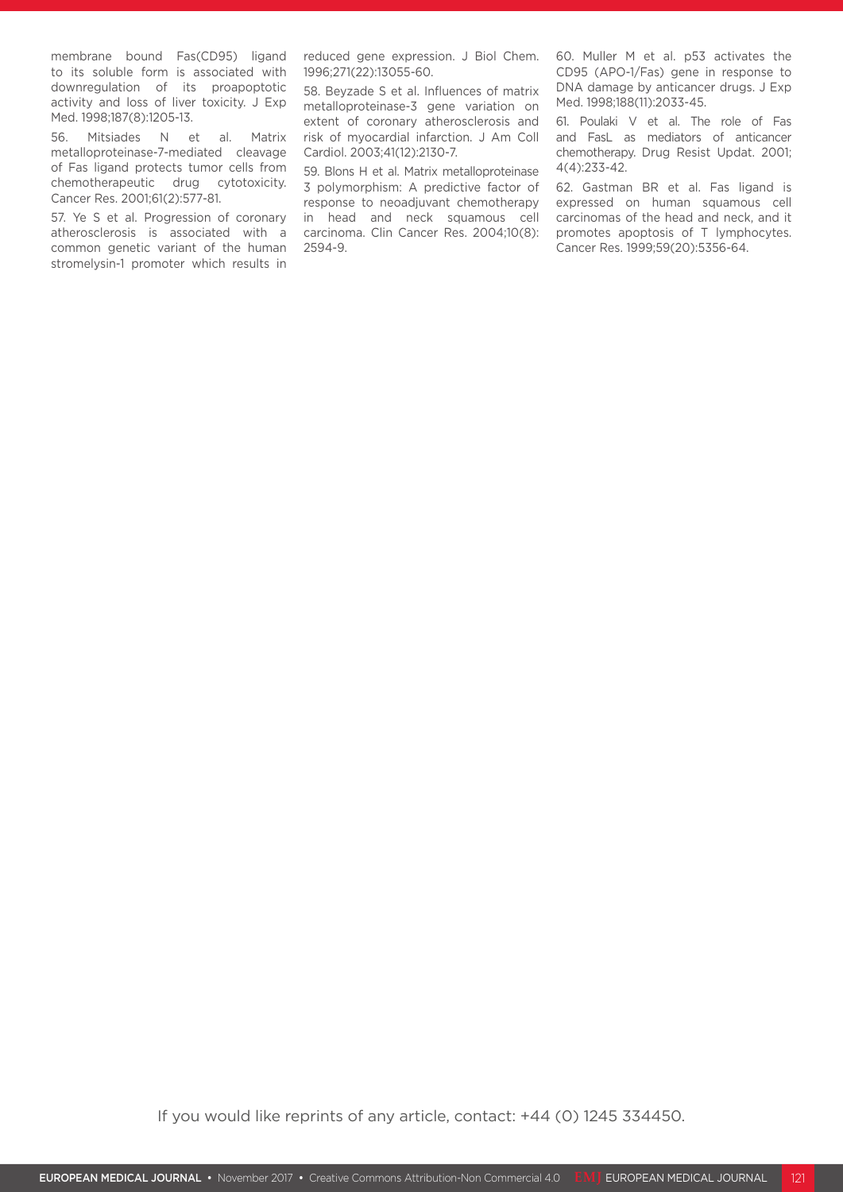membrane bound Fas(CD95) ligand to its soluble form is associated with downregulation of its proapoptotic activity and loss of liver toxicity. J Exp Med. 1998;187(8):1205-13.

56. Mitsiades N et al. Matrix metalloproteinase-7-mediated cleavage of Fas ligand protects tumor cells from chemotherapeutic drug cytotoxicity. Cancer Res. 2001;61(2):577-81.

57. Ye S et al. Progression of coronary atherosclerosis is associated with a common genetic variant of the human stromelysin-1 promoter which results in reduced gene expression. J Biol Chem. 1996;271(22):13055-60.

58. Beyzade S et al. Influences of matrix metalloproteinase-3 gene variation on extent of coronary atherosclerosis and risk of myocardial infarction. J Am Coll Cardiol. 2003;41(12):2130-7.

59. Blons H et al. Matrix metalloproteinase 3 polymorphism: A predictive factor of response to neoadjuvant chemotherapy in head and neck squamous cell carcinoma. Clin Cancer Res. 2004;10(8):2594-9.

60. Muller M et al. p53 activates the CD95 (APO-1/Fas) gene in response to DNA damage by anticancer drugs. J Exp Med. 1998;188(11):2033-45.

61. Poulaki V et al. The role of Fas and FasL as mediators of anticancer chemotherapy. Drug Resist Updat. 2001; 4(4):233-42.

62. Gastman BR et al. Fas ligand is expressed on human squamous cell carcinomas of the head and neck, and it promotes apoptosis of T lymphocytes. Cancer Res. 1999;59(20):5356-64.

If you would like reprints of any article, contact: +44 (0) 1245 334450.